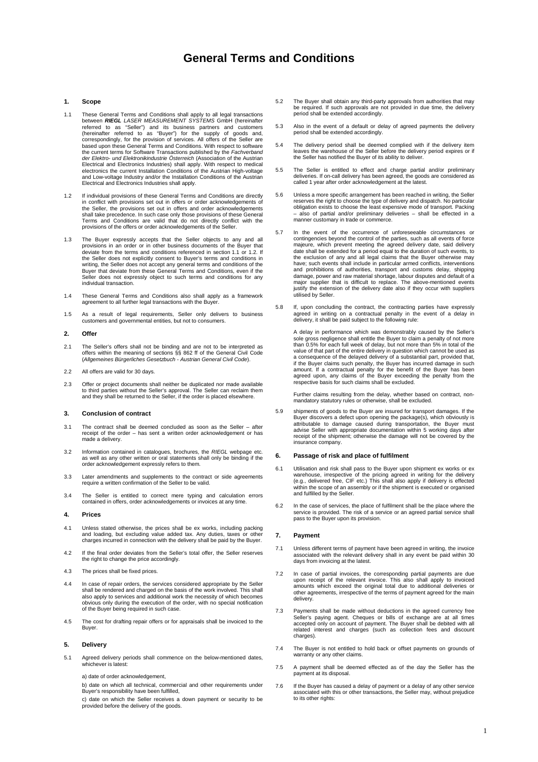// <document id="f59e200c3269" page="1/3">
# General Terms and Conditions

## 1. Scope

1.1 These General Terms and Conditions shall apply to all legal transactions between ***RIEGL*** *LASER MEASUREMENT SYSTEMS* GmbH (hereinafter referred to as "Seller") and its business partners and customers (hereinafter referred to as "Buyer") for the supply of goods and, correspondingly, for the provision of services. All offers of the Seller are based upon these General Terms and Conditions. With respect to software the current terms for Software Transactions published by the *Fachverband der Elektro- und Elektronikindustrie Österreich* (Association of the Austrian Electrical and Electronics Industries) shall apply. With respect to medical electronics the current Installation Conditions of the Austrian High-voltage and Low-voltage Industry and/or the Installation Conditions of the Austrian Electrical and Electronics Industries shall apply.

1.2 If individual provisions of these General Terms and Conditions are directly in conflict with provisions set out in offers or order acknowledgements of the Seller, the provisions set out in offers and order acknowledgements shall take precedence. In such case only those provisions of these General Terms and Conditions are valid that do not directly conflict with the provisions of the offers or order acknowledgements of the Seller.

1.3 The Buyer expressly accepts that the Seller objects to any and all provisions in an order or in other business documents of the Buyer that deviate from the terms and conditions referenced in section 1.1 or 1.2. If the Seller does not explicitly consent to Buyer's terms and conditions in writing, the Seller does not accept any general terms and conditions of the Buyer that deviate from these General Terms and Conditions, even if the Seller does not expressly object to such terms and conditions for any individual transaction.

1.4 These General Terms and Conditions also shall apply as a framework agreement to all further legal transactions with the Buyer.

1.5 As a result of legal requirements, Seller only delivers to business customers and governmental entities, but not to consumers.

## 2. Offer

2.1 The Seller's offers shall not be binding and are not to be interpreted as offers within the meaning of sections §§ 862 ff of the General Civil Code (*Allgemeines Bürgerliches Gesetzbuch - Austrian General Civil Code*).

2.2 All offers are valid for 30 days.

2.3 Offer or project documents shall neither be duplicated nor made available to third parties without the Seller's approval. The Seller can reclaim them and they shall be returned to the Seller, if the order is placed elsewhere.

## 3. Conclusion of contract

3.1 The contract shall be deemed concluded as soon as the Seller – after receipt of the order – has sent a written order acknowledgement or has made a delivery.

3.2 Information contained in catalogues, brochures, the *RIEGL* webpage etc. as well as any other written or oral statements shall only be binding if the order acknowledgement expressly refers to them.

3.3 Later amendments and supplements to the contract or side agreements require a written confirmation of the Seller to be valid.

3.4 The Seller is entitled to correct mere typing and calculation errors contained in offers, order acknowledgements or invoices at any time.

## 4. Prices

4.1 Unless stated otherwise, the prices shall be ex works, including packing and loading, but excluding value added tax. Any duties, taxes or other charges incurred in connection with the delivery shall be paid by the Buyer.

4.2 If the final order deviates from the Seller's total offer, the Seller reserves the right to change the price accordingly.

4.3 The prices shall be fixed prices.

4.4 In case of repair orders, the services considered appropriate by the Seller shall be rendered and charged on the basis of the work involved. This shall also apply to services and additional work the necessity of which becomes obvious only during the execution of the order, with no special notification of the Buyer being required in such case.

4.5 The cost for drafting repair offers or for appraisals shall be invoiced to the Buyer.

## 5. Delivery

5.1 Agreed delivery periods shall commence on the below-mentioned dates, whichever is latest:

a) date of order acknowledgement,

b) date on which all technical, commercial and other requirements under Buyer's responsibility have been fulfilled,

c) date on which the Seller receives a down payment or security to be provided before the delivery of the goods.

5.2 The Buyer shall obtain any third-party approvals from authorities that may be required. If such approvals are not provided in due time, the delivery period shall be extended accordingly.

5.3 Also in the event of a default or delay of agreed payments the delivery period shall be extended accordingly.

5.4 The delivery period shall be deemed complied with if the delivery item leaves the warehouse of the Seller before the delivery period expires or if the Seller has notified the Buyer of its ability to deliver.

5.5 The Seller is entitled to effect and charge partial and/or preliminary deliveries. If on-call delivery has been agreed, the goods are considered as called 1 year after order acknowledgement at the latest.

5.6 Unless a more specific arrangement has been reached in writing, the Seller reserves the right to choose the type of delivery and dispatch. No particular obligation exists to choose the least expensive mode of transport. Packing – also of partial and/or preliminary deliveries – shall be effected in a manner customary in trade or commerce.

5.7 In the event of the occurrence of unforeseeable circumstances or contingencies beyond the control of the parties, such as all events of force majeure, which prevent meeting the agreed delivery date, said delivery date shall be extended for a period equal to the duration of such events, to the exclusion of any and all legal claims that the Buyer otherwise may have; such events shall include in particular armed conflicts, interventions and prohibitions of authorities, transport and customs delay, shipping damage, power and raw material shortage, labour disputes and default of a major supplier that is difficult to replace. The above-mentioned events justify the extension of the delivery date also if they occur with suppliers utilised by Seller.

5.8 If, upon concluding the contract, the contracting parties have expressly agreed in writing on a contractual penalty in the event of a delay in delivery, it shall be paid subject to the following rule:

A delay in performance which was demonstrably caused by the Seller's sole gross negligence shall entitle the Buyer to claim a penalty of not more than 0.5% for each full week of delay, but not more than 5% in total of the value of that part of the entire delivery in question which cannot be used as a consequence of the delayed delivery of a substantial part, provided that, if the Buyer claims such penalty, the Buyer has incurred damage in such amount. If a contractual penalty for the benefit of the Buyer has been agreed upon, any claims of the Buyer exceeding the penalty from the respective basis for such claims shall be excluded.

Further claims resulting from the delay, whether based on contract, non-mandatory statutory rules or otherwise, shall be excluded.

5.9 shipments of goods to the Buyer are insured for transport damages. If the Buyer discovers a defect upon opening the package(s), which obviously is attributable to damage caused during transportation, the Buyer must advise Seller with appropriate documentation within 5 working days after receipt of the shipment; otherwise the damage will not be covered by the insurance company.

## 6. Passage of risk and place of fulfilment

6.1 Utilisation and risk shall pass to the Buyer upon shipment ex works or ex warehouse, irrespective of the pricing agreed in writing for the delivery (e.g., delivered free, CIF etc.) This shall also apply if delivery is effected within the scope of an assembly or if the shipment is executed or organised and fulfilled by the Seller.

6.2 In the case of services, the place of fulfilment shall be the place where the service is provided. The risk of a service or an agreed partial service shall pass to the Buyer upon its provision.

## 7. Payment

7.1 Unless different terms of payment have been agreed in writing, the invoice associated with the relevant delivery shall in any event be paid within 30 days from invoicing at the latest.

7.2 In case of partial invoices, the corresponding partial payments are due upon receipt of the relevant invoice. This also shall apply to invoiced amounts which exceed the original total due to additional deliveries or other agreements, irrespective of the terms of payment agreed for the main delivery.

7.3 Payments shall be made without deductions in the agreed currency free Seller's paying agent. Cheques or bills of exchange are at all times accepted only on account of payment. The Buyer shall be debited with all related interest and charges (such as collection fees and discount charges).

7.4 The Buyer is not entitled to hold back or offset payments on grounds of warranty or any other claims.

7.5 A payment shall be deemed effected as of the day the Seller has the payment at its disposal.

7.6 If the Buyer has caused a delay of payment or a delay of any other service associated with this or other transactions, the Seller may, without prejudice to its other rights: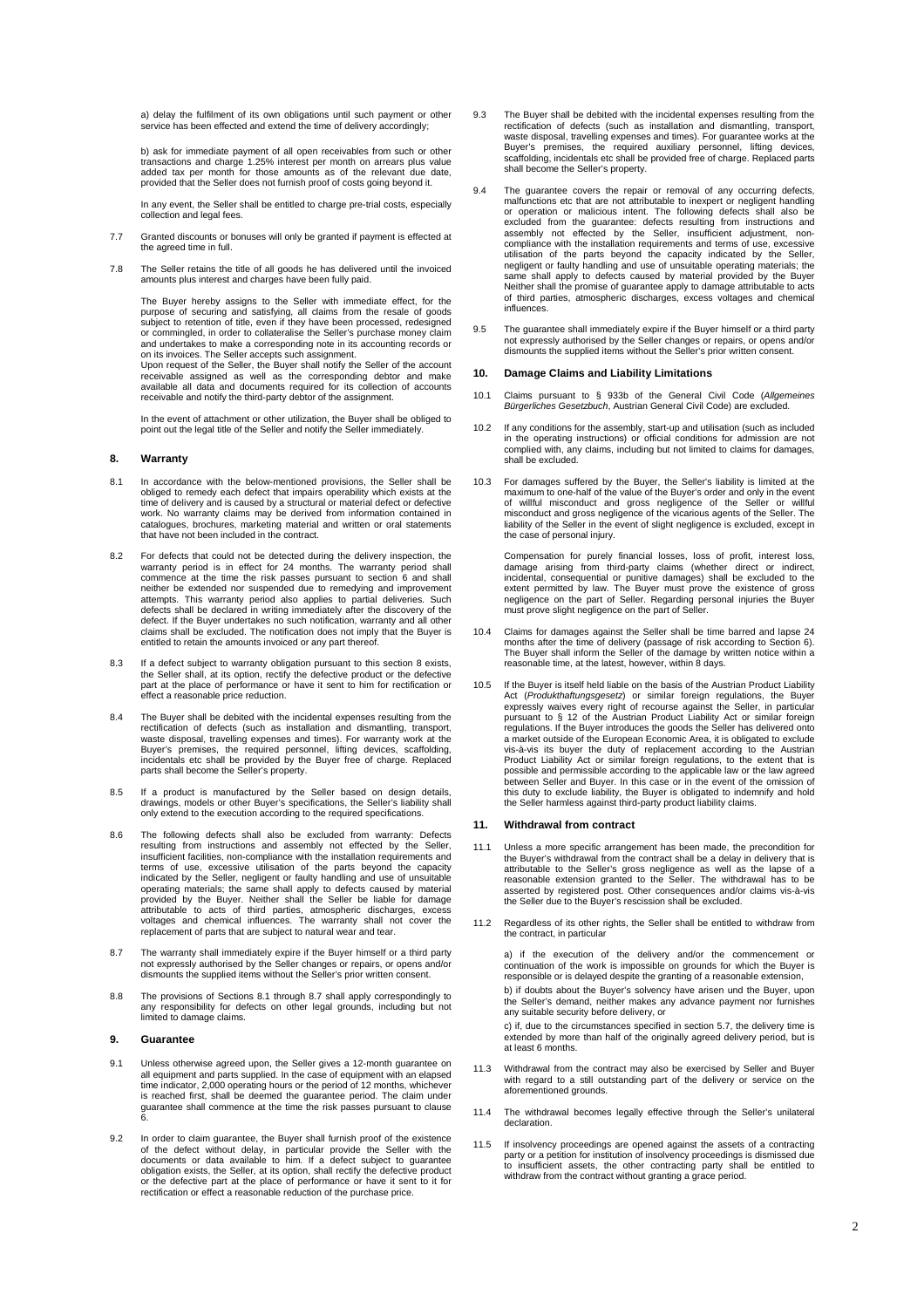a) delay the fulfilment of its own obligations until such payment or other service has been effected and extend the time of delivery accordingly;

b) ask for immediate payment of all open receivables from such or other transactions and charge 1.25% interest per month on arrears plus value added tax per month for those amounts as of the relevant due date, provided that the Seller does not furnish proof of costs going beyond it.

In any event, the Seller shall be entitled to charge pre-trial costs, especially collection and legal fees.

7.7 Granted discounts or bonuses will only be granted if payment is effected at the agreed time in full.

7.8 The Seller retains the title of all goods he has delivered until the invoiced amounts plus interest and charges have been fully paid.

The Buyer hereby assigns to the Seller with immediate effect, for the purpose of securing and satisfying, all claims from the resale of goods subject to retention of title, even if they have been processed, redesigned or commingled, in order to collateralise the Seller's purchase money claim and undertakes to make a corresponding note in its accounting records or on its invoices. The Seller accepts such assignment.
Upon request of the Seller, the Buyer shall notify the Seller of the account receivable assigned as well as the corresponding debtor and make available all data and documents required for its collection of accounts receivable and notify the third-party debtor of the assignment.

In the event of attachment or other utilization, the Buyer shall be obliged to point out the legal title of the Seller and notify the Seller immediately.

## 8. Warranty

8.1 In accordance with the below-mentioned provisions, the Seller shall be obliged to remedy each defect that impairs operability which exists at the time of delivery and is caused by a structural or material defect or defective work. No warranty claims may be derived from information contained in catalogues, brochures, marketing material and written or oral statements that have not been included in the contract.

8.2 For defects that could not be detected during the delivery inspection, the warranty period is in effect for 24 months. The warranty period shall commence at the time the risk passes pursuant to section 6 and shall neither be extended nor suspended due to remedying and improvement attempts. This warranty period also applies to partial deliveries. Such defects shall be declared in writing immediately after the discovery of the defect. If the Buyer undertakes no such notification, warranty and all other claims shall be excluded. The notification does not imply that the Buyer is entitled to retain the amounts invoiced or any part thereof.

8.3 If a defect subject to warranty obligation pursuant to this section 8 exists, the Seller shall, at its option, rectify the defective product or the defective part at the place of performance or have it sent to him for rectification or effect a reasonable price reduction.

8.4 The Buyer shall be debited with the incidental expenses resulting from the rectification of defects (such as installation and dismantling, transport, waste disposal, travelling expenses and times). For warranty work at the Buyer's premises, the required personnel, lifting devices, scaffolding, incidentals etc shall be provided by the Buyer free of charge. Replaced parts shall become the Seller's property.

8.5 If a product is manufactured by the Seller based on design details, drawings, models or other Buyer's specifications, the Seller's liability shall only extend to the execution according to the required specifications.

8.6 The following defects shall also be excluded from warranty: Defects resulting from instructions and assembly not effected by the Seller, insufficient facilities, non-compliance with the installation requirements and terms of use, excessive utilisation of the parts beyond the capacity indicated by the Seller, negligent or faulty handling and use of unsuitable operating materials; the same shall apply to defects caused by material provided by the Buyer. Neither shall the Seller be liable for damage attributable to acts of third parties, atmospheric discharges, excess voltages and chemical influences. The warranty shall not cover the replacement of parts that are subject to natural wear and tear.

8.7 The warranty shall immediately expire if the Buyer himself or a third party not expressly authorised by the Seller changes or repairs, or opens and/or dismounts the supplied items without the Seller's prior written consent.

8.8 The provisions of Sections 8.1 through 8.7 shall apply correspondingly to any responsibility for defects on other legal grounds, including but not limited to damage claims.

## 9. Guarantee

9.1 Unless otherwise agreed upon, the Seller gives a 12-month guarantee on all equipment and parts supplied. In the case of equipment with an elapsed time indicator, 2,000 operating hours or the period of 12 months, whichever is reached first, shall be deemed the guarantee period. The claim under guarantee shall commence at the time the risk passes pursuant to clause 6.

9.2 In order to claim guarantee, the Buyer shall furnish proof of the existence of the defect without delay, in particular provide the Seller with the documents or data available to him. If a defect subject to guarantee obligation exists, the Seller, at its option, shall rectify the defective product or the defective part at the place of performance or have it sent to it for rectification or effect a reasonable reduction of the purchase price.

9.3 The Buyer shall be debited with the incidental expenses resulting from the rectification of defects (such as installation and dismantling, transport, waste disposal, travelling expenses and times). For guarantee works at the Buyer's premises, the required auxiliary personnel, lifting devices, scaffolding, incidentals etc shall be provided free of charge. Replaced parts shall become the Seller's property.

9.4 The guarantee covers the repair or removal of any occurring defects, malfunctions etc that are not attributable to inexpert or negligent handling or operation or malicious intent. The following defects shall also be excluded from the guarantee: defects resulting from instructions and assembly not effected by the Seller, insufficient adjustment, non-compliance with the installation requirements and terms of use, excessive utilisation of the parts beyond the capacity indicated by the Seller, negligent or faulty handling and use of unsuitable operating materials; the same shall apply to defects caused by material provided by the Buyer Neither shall the promise of guarantee apply to damage attributable to acts of third parties, atmospheric discharges, excess voltages and chemical influences.

9.5 The guarantee shall immediately expire if the Buyer himself or a third party not expressly authorised by the Seller changes or repairs, or opens and/or dismounts the supplied items without the Seller's prior written consent.

## 10. Damage Claims and Liability Limitations

10.1 Claims pursuant to § 933b of the General Civil Code (*Allgemeines Bürgerliches Gesetzbuch*, Austrian General Civil Code) are excluded.

10.2 If any conditions for the assembly, start-up and utilisation (such as included in the operating instructions) or official conditions for admission are not complied with, any claims, including but not limited to claims for damages, shall be excluded.

10.3 For damages suffered by the Buyer, the Seller's liability is limited at the maximum to one-half of the value of the Buyer's order and only in the event of willful misconduct and gross negligence of the Seller or willful misconduct and gross negligence of the vicarious agents of the Seller. The liability of the Seller in the event of slight negligence is excluded, except in the case of personal injury.

Compensation for purely financial losses, loss of profit, interest loss, damage arising from third-party claims (whether direct or indirect, incidental, consequential or punitive damages) shall be excluded to the extent permitted by law. The Buyer must prove the existence of gross negligence on the part of Seller. Regarding personal injuries the Buyer must prove slight negligence on the part of Seller.

10.4 Claims for damages against the Seller shall be time barred and lapse 24 months after the time of delivery (passage of risk according to Section 6). The Buyer shall inform the Seller of the damage by written notice within a reasonable time, at the latest, however, within 8 days.

10.5 If the Buyer is itself held liable on the basis of the Austrian Product Liability Act (*Produkthaftungsgesetz*) or similar foreign regulations, the Buyer expressly waives every right of recourse against the Seller, in particular pursuant to § 12 of the Austrian Product Liability Act or similar foreign regulations. If the Buyer introduces the goods the Seller has delivered onto a market outside of the European Economic Area, it is obligated to exclude vis-à-vis its buyer the duty of replacement according to the Austrian Product Liability Act or similar foreign regulations, to the extent that is possible and permissible according to the applicable law or the law agreed between Seller and Buyer. In this case or in the event of the omission of this duty to exclude liability, the Buyer is obligated to indemnify and hold the Seller harmless against third-party product liability claims.

## 11. Withdrawal from contract

11.1 Unless a more specific arrangement has been made, the precondition for the Buyer's withdrawal from the contract shall be a delay in delivery that is attributable to the Seller's gross negligence as well as the lapse of a reasonable extension granted to the Seller. The withdrawal has to be asserted by registered post. Other consequences and/or claims vis-à-vis the Seller due to the Buyer's rescission shall be excluded.

11.2 Regardless of its other rights, the Seller shall be entitled to withdraw from the contract, in particular

a) if the execution of the delivery and/or the commencement or continuation of the work is impossible on grounds for which the Buyer is responsible or is delayed despite the granting of a reasonable extension,

b) if doubts about the Buyer's solvency have arisen and the Buyer, upon the Seller's demand, neither makes any advance payment nor furnishes any suitable security before delivery, or

c) if, due to the circumstances specified in section 5.7, the delivery time is extended by more than half of the originally agreed delivery period, but is at least 6 months.

11.3 Withdrawal from the contract may also be exercised by Seller and Buyer with regard to a still outstanding part of the delivery or service on the aforementioned grounds.

11.4 The withdrawal becomes legally effective through the Seller's unilateral declaration.

11.5 If insolvency proceedings are opened against the assets of a contracting party or a petition for institution of insolvency proceedings is dismissed due to insufficient assets, the other contracting party shall be entitled to withdraw from the contract without granting a grace period.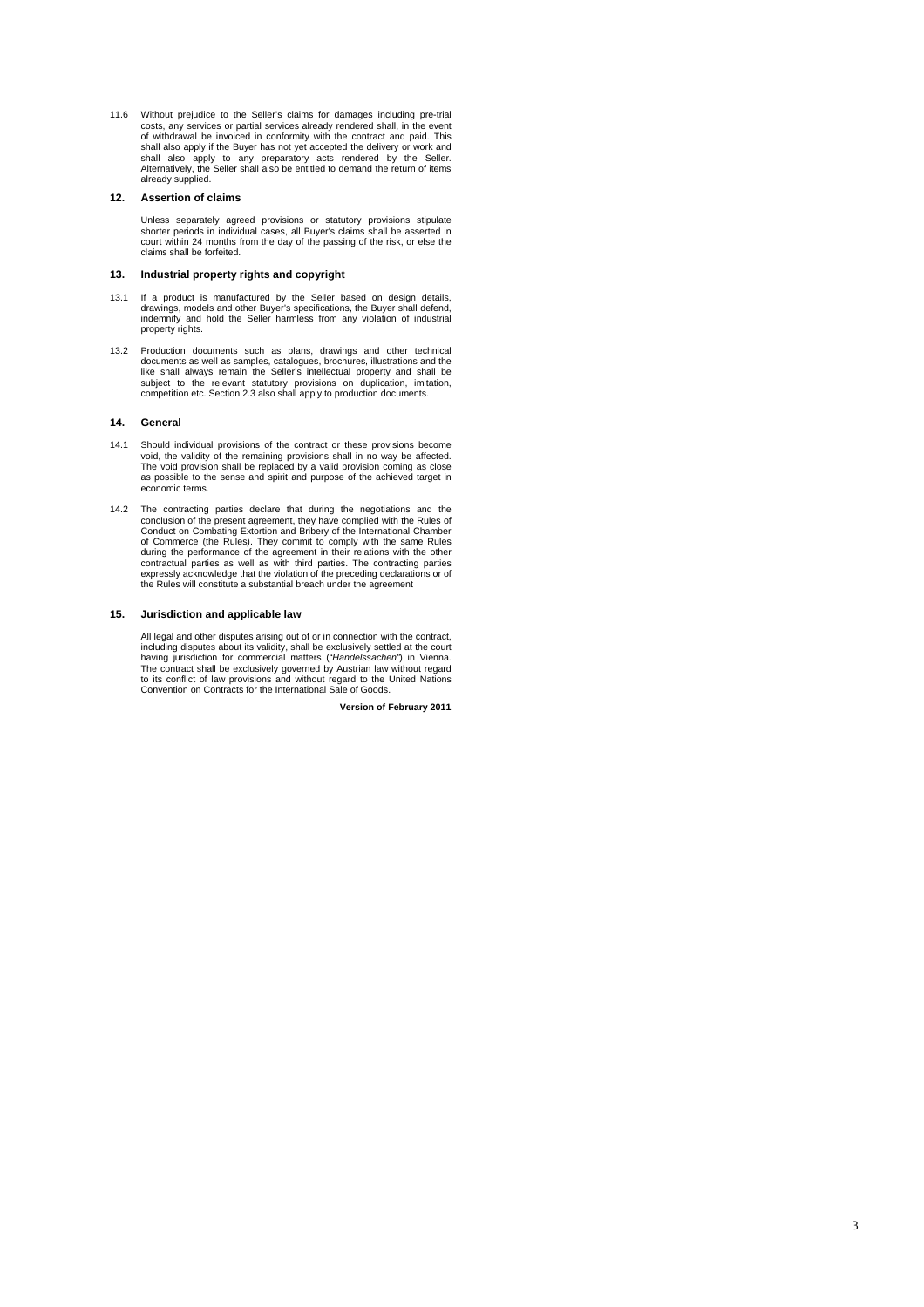11.6 Without prejudice to the Seller's claims for damages including pre-trial costs, any services or partial services already rendered shall, in the event of withdrawal be invoiced in conformity with the contract and paid. This shall also apply if the Buyer has not yet accepted the delivery or work and shall also apply to any preparatory acts rendered by the Seller. Alternatively, the Seller shall also be entitled to demand the return of items already supplied.

## 12. Assertion of claims

Unless separately agreed provisions or statutory provisions stipulate shorter periods in individual cases, all Buyer's claims shall be asserted in court within 24 months from the day of the passing of the risk, or else the claims shall be forfeited.

## 13. Industrial property rights and copyright

13.1 If a product is manufactured by the Seller based on design details, drawings, models and other Buyer's specifications, the Buyer shall defend, indemnify and hold the Seller harmless from any violation of industrial property rights.

13.2 Production documents such as plans, drawings and other technical documents as well as samples, catalogues, brochures, illustrations and the like shall always remain the Seller's intellectual property and shall be subject to the relevant statutory provisions on duplication, imitation, competition etc. Section 2.3 also shall apply to production documents.

## 14. General

14.1 Should individual provisions of the contract or these provisions become void, the validity of the remaining provisions shall in no way be affected. The void provision shall be replaced by a valid provision coming as close as possible to the sense and spirit and purpose of the achieved target in economic terms.

14.2 The contracting parties declare that during the negotiations and the conclusion of the present agreement, they have complied with the Rules of Conduct on Combating Extortion and Bribery of the International Chamber of Commerce (the Rules). They commit to comply with the same Rules during the performance of the agreement in their relations with the other contractual parties as well as with third parties. The contracting parties expressly acknowledge that the violation of the preceding declarations or of the Rules will constitute a substantial breach under the agreement

## 15. Jurisdiction and applicable law

All legal and other disputes arising out of or in connection with the contract, including disputes about its validity, shall be exclusively settled at the court having jurisdiction for commercial matters ("*Handelssachen*") in Vienna. The contract shall be exclusively governed by Austrian law without regard to its conflict of law provisions and without regard to the United Nations Convention on Contracts for the International Sale of Goods.

**Version of February 2011**